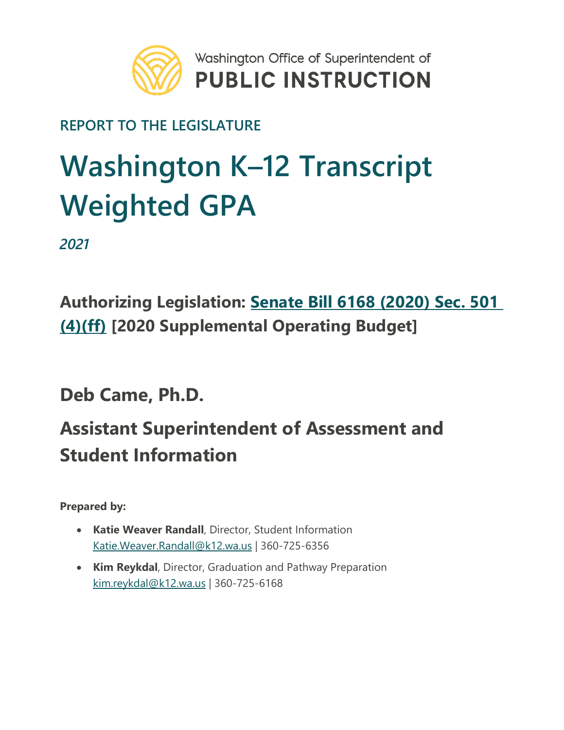Washington Office of Superintendent of
**PUBLIC INSTRUCTION**

REPORT TO THE LEGISLATURE

# Washington K–12 Transcript Weighted GPA

*2021*

## Authorizing Legislation: [Senate Bill 6168 (2020) Sec. 501 (4)(ff)] [2020 Supplemental Operating Budget]

## Deb Came, Ph.D.

## Assistant Superintendent of Assessment and Student Information

**Prepared by:**

- **Katie Weaver Randall**, Director, Student Information
  Katie.Weaver.Randall@k12.wa.us | 360-725-6356
- **Kim Reykdal**, Director, Graduation and Pathway Preparation
  kim.reykdal@k12.wa.us | 360-725-6168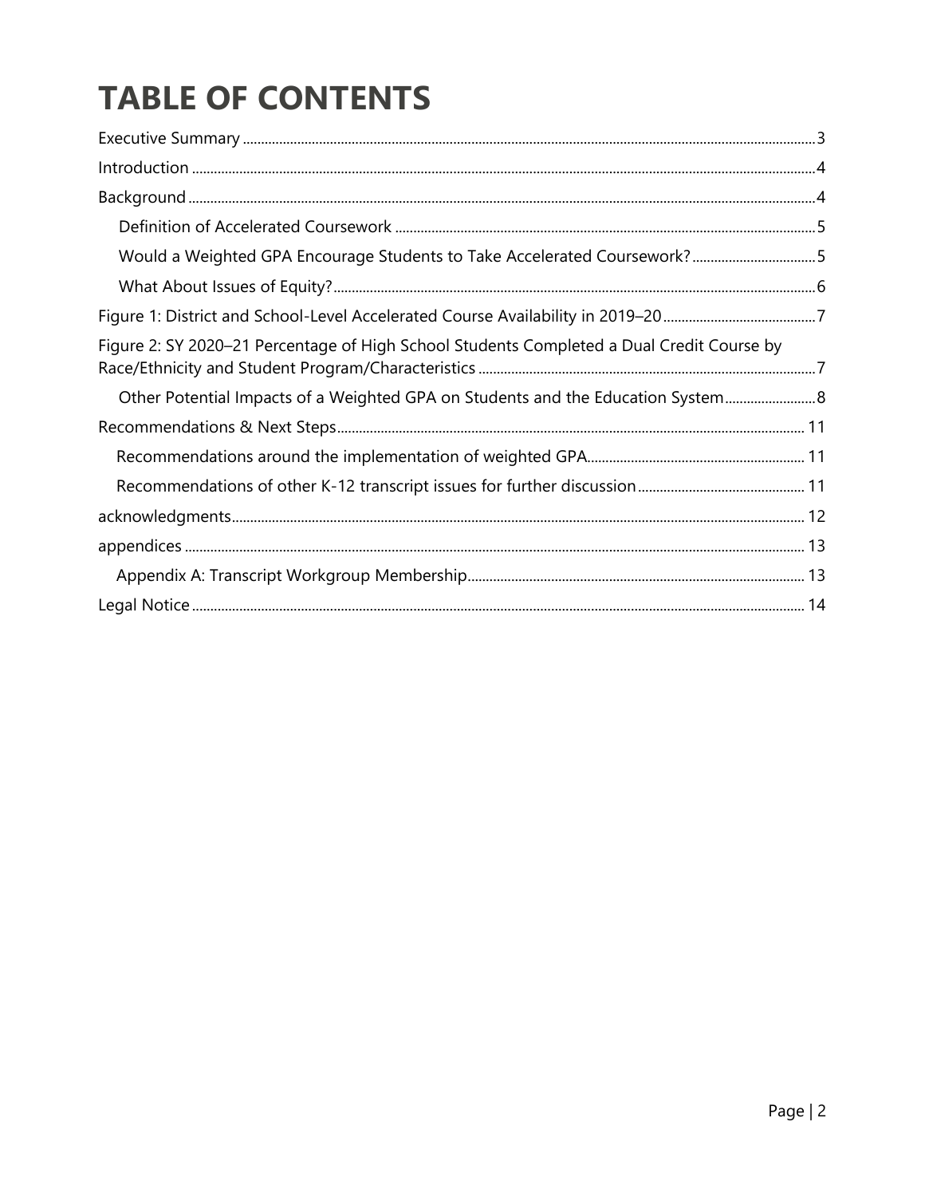# TABLE OF CONTENTS

Executive Summary ............................................................ 3

Introduction ............................................................ 4

Background ............................................................ 4

- Definition of Accelerated Coursework ............................................................ 5
- Would a Weighted GPA Encourage Students to Take Accelerated Coursework? ............................................................ 5
- What About Issues of Equity? ............................................................ 6

Figure 1: District and School-Level Accelerated Course Availability in 2019–20 ............................................................ 7

Figure 2: SY 2020–21 Percentage of High School Students Completed a Dual Credit Course by Race/Ethnicity and Student Program/Characteristics ............................................................ 7

- Other Potential Impacts of a Weighted GPA on Students and the Education System ............................................................ 8

Recommendations & Next Steps ............................................................ 11

- Recommendations around the implementation of weighted GPA ............................................................ 11
- Recommendations of other K-12 transcript issues for further discussion ............................................................ 11

acknowledgments ............................................................ 12

appendices ............................................................ 13

- Appendix A: Transcript Workgroup Membership ............................................................ 13

Legal Notice ............................................................ 14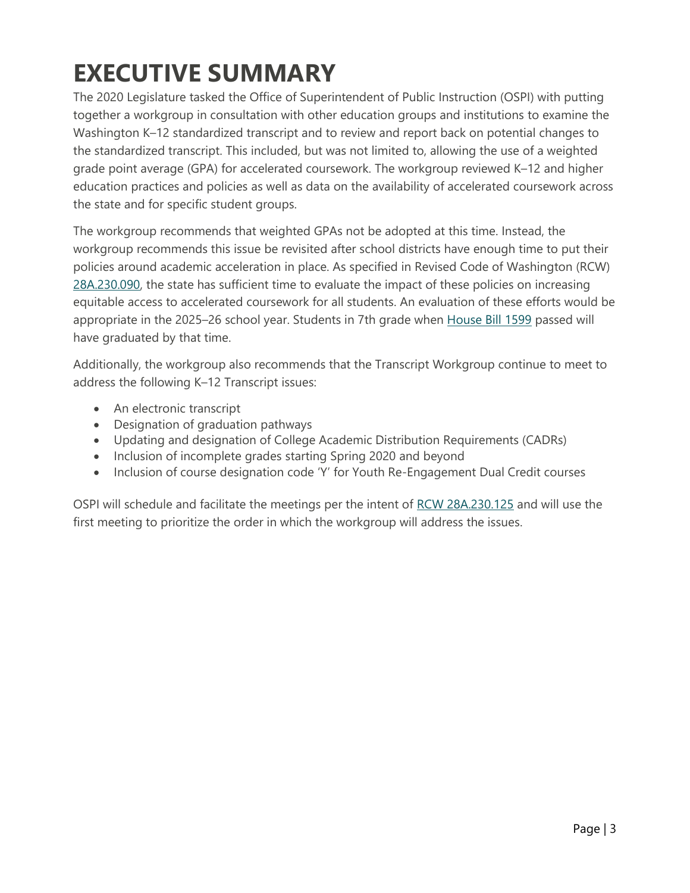# EXECUTIVE SUMMARY

The 2020 Legislature tasked the Office of Superintendent of Public Instruction (OSPI) with putting together a workgroup in consultation with other education groups and institutions to examine the Washington K–12 standardized transcript and to review and report back on potential changes to the standardized transcript. This included, but was not limited to, allowing the use of a weighted grade point average (GPA) for accelerated coursework. The workgroup reviewed K–12 and higher education practices and policies as well as data on the availability of accelerated coursework across the state and for specific student groups.

The workgroup recommends that weighted GPAs not be adopted at this time. Instead, the workgroup recommends this issue be revisited after school districts have enough time to put their policies around academic acceleration in place. As specified in Revised Code of Washington (RCW) 28A.230.090, the state has sufficient time to evaluate the impact of these policies on increasing equitable access to accelerated coursework for all students. An evaluation of these efforts would be appropriate in the 2025–26 school year. Students in 7th grade when House Bill 1599 passed will have graduated by that time.

Additionally, the workgroup also recommends that the Transcript Workgroup continue to meet to address the following K–12 Transcript issues:

- An electronic transcript
- Designation of graduation pathways
- Updating and designation of College Academic Distribution Requirements (CADRs)
- Inclusion of incomplete grades starting Spring 2020 and beyond
- Inclusion of course designation code 'Y' for Youth Re-Engagement Dual Credit courses

OSPI will schedule and facilitate the meetings per the intent of RCW 28A.230.125 and will use the first meeting to prioritize the order in which the workgroup will address the issues.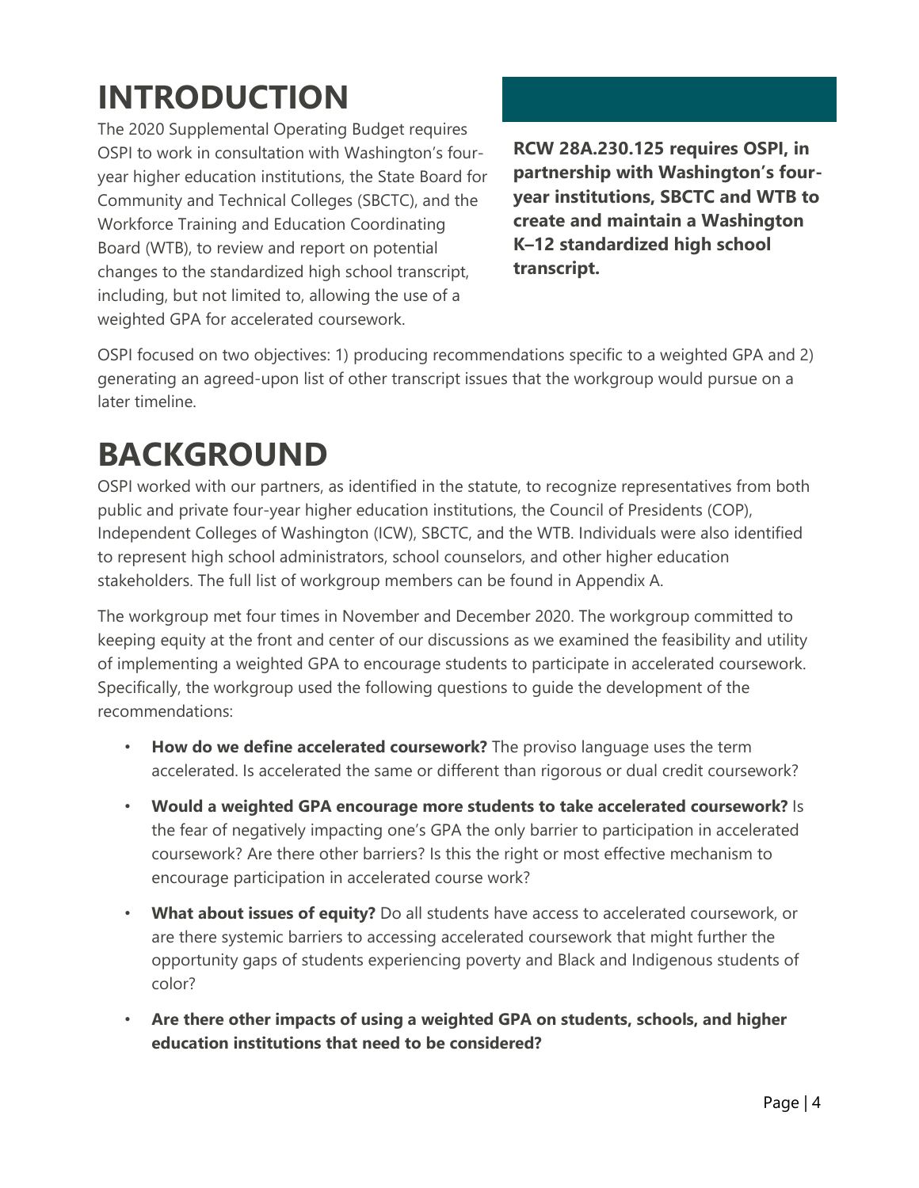# INTRODUCTION

The 2020 Supplemental Operating Budget requires OSPI to work in consultation with Washington's four-year higher education institutions, the State Board for Community and Technical Colleges (SBCTC), and the Workforce Training and Education Coordinating Board (WTB), to review and report on potential changes to the standardized high school transcript, including, but not limited to, allowing the use of a weighted GPA for accelerated coursework.

**RCW 28A.230.125 requires OSPI, in partnership with Washington's four-year institutions, SBCTC and WTB to create and maintain a Washington K–12 standardized high school transcript.**

OSPI focused on two objectives: 1) producing recommendations specific to a weighted GPA and 2) generating an agreed-upon list of other transcript issues that the workgroup would pursue on a later timeline.

# BACKGROUND

OSPI worked with our partners, as identified in the statute, to recognize representatives from both public and private four-year higher education institutions, the Council of Presidents (COP), Independent Colleges of Washington (ICW), SBCTC, and the WTB. Individuals were also identified to represent high school administrators, school counselors, and other higher education stakeholders. The full list of workgroup members can be found in Appendix A.

The workgroup met four times in November and December 2020. The workgroup committed to keeping equity at the front and center of our discussions as we examined the feasibility and utility of implementing a weighted GPA to encourage students to participate in accelerated coursework. Specifically, the workgroup used the following questions to guide the development of the recommendations:

- **How do we define accelerated coursework?** The proviso language uses the term accelerated. Is accelerated the same or different than rigorous or dual credit coursework?
- **Would a weighted GPA encourage more students to take accelerated coursework?** Is the fear of negatively impacting one's GPA the only barrier to participation in accelerated coursework? Are there other barriers? Is this the right or most effective mechanism to encourage participation in accelerated course work?
- **What about issues of equity?** Do all students have access to accelerated coursework, or are there systemic barriers to accessing accelerated coursework that might further the opportunity gaps of students experiencing poverty and Black and Indigenous students of color?
- **Are there other impacts of using a weighted GPA on students, schools, and higher education institutions that need to be considered?**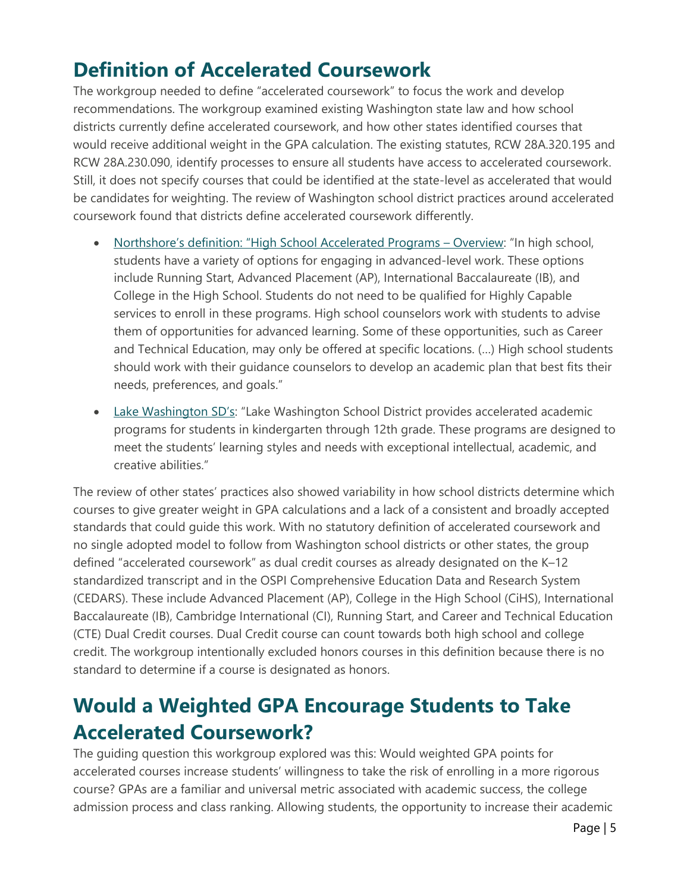## Definition of Accelerated Coursework

The workgroup needed to define "accelerated coursework" to focus the work and develop recommendations. The workgroup examined existing Washington state law and how school districts currently define accelerated coursework, and how other states identified courses that would receive additional weight in the GPA calculation. The existing statutes, RCW 28A.320.195 and RCW 28A.230.090, identify processes to ensure all students have access to accelerated coursework. Still, it does not specify courses that could be identified at the state-level as accelerated that would be candidates for weighting. The review of Washington school district practices around accelerated coursework found that districts define accelerated coursework differently.

- Northshore's definition: "High School Accelerated Programs – Overview: "In high school, students have a variety of options for engaging in advanced-level work. These options include Running Start, Advanced Placement (AP), International Baccalaureate (IB), and College in the High School. Students do not need to be qualified for Highly Capable services to enroll in these programs. High school counselors work with students to advise them of opportunities for advanced learning. Some of these opportunities, such as Career and Technical Education, may only be offered at specific locations. (…) High school students should work with their guidance counselors to develop an academic plan that best fits their needs, preferences, and goals."
- Lake Washington SD's: "Lake Washington School District provides accelerated academic programs for students in kindergarten through 12th grade. These programs are designed to meet the students' learning styles and needs with exceptional intellectual, academic, and creative abilities."

The review of other states' practices also showed variability in how school districts determine which courses to give greater weight in GPA calculations and a lack of a consistent and broadly accepted standards that could guide this work. With no statutory definition of accelerated coursework and no single adopted model to follow from Washington school districts or other states, the group defined "accelerated coursework" as dual credit courses as already designated on the K–12 standardized transcript and in the OSPI Comprehensive Education Data and Research System (CEDARS). These include Advanced Placement (AP), College in the High School (CiHS), International Baccalaureate (IB), Cambridge International (CI), Running Start, and Career and Technical Education (CTE) Dual Credit courses. Dual Credit course can count towards both high school and college credit. The workgroup intentionally excluded honors courses in this definition because there is no standard to determine if a course is designated as honors.

## Would a Weighted GPA Encourage Students to Take Accelerated Coursework?

The guiding question this workgroup explored was this: Would weighted GPA points for accelerated courses increase students' willingness to take the risk of enrolling in a more rigorous course? GPAs are a familiar and universal metric associated with academic success, the college admission process and class ranking. Allowing students, the opportunity to increase their academic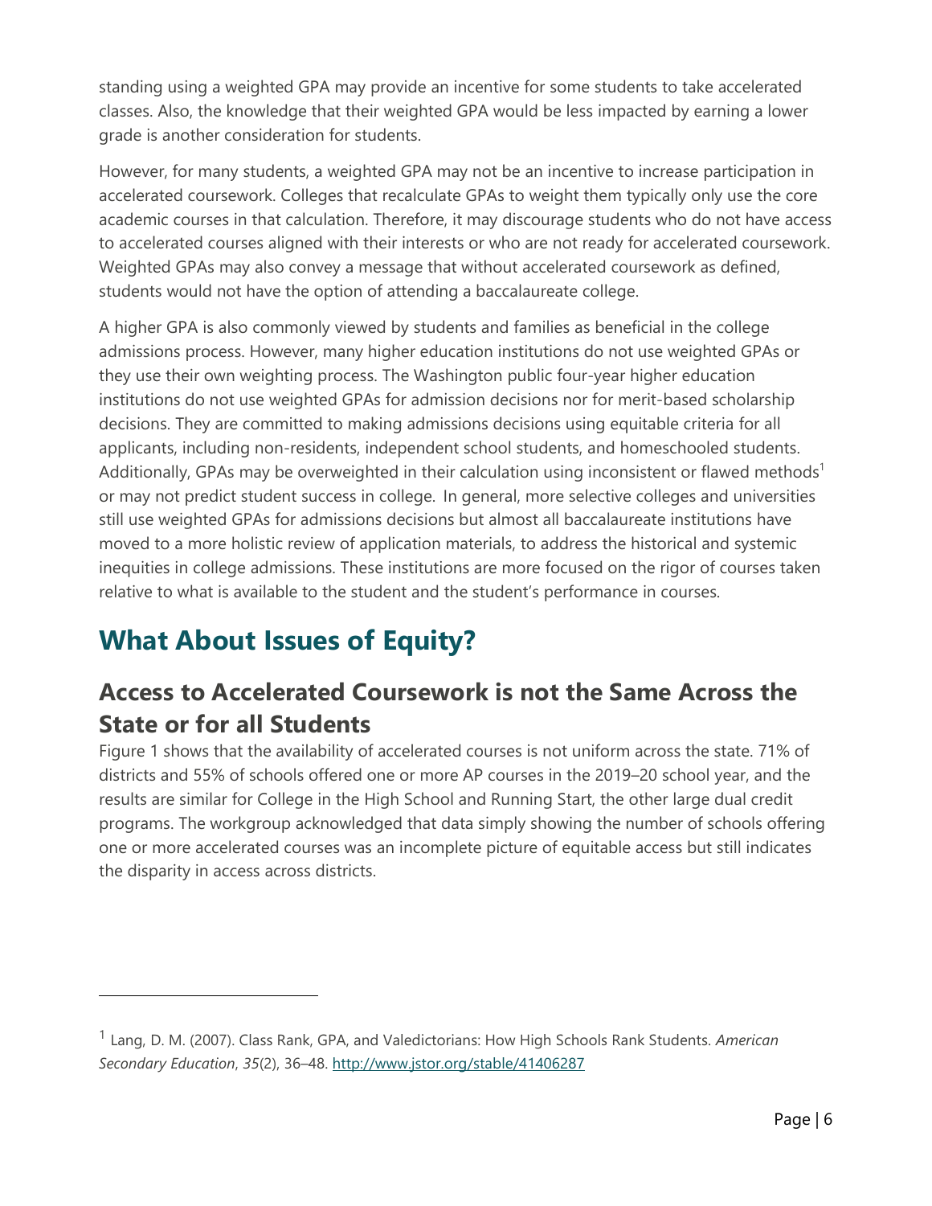standing using a weighted GPA may provide an incentive for some students to take accelerated classes. Also, the knowledge that their weighted GPA would be less impacted by earning a lower grade is another consideration for students.

However, for many students, a weighted GPA may not be an incentive to increase participation in accelerated coursework. Colleges that recalculate GPAs to weight them typically only use the core academic courses in that calculation. Therefore, it may discourage students who do not have access to accelerated courses aligned with their interests or who are not ready for accelerated coursework. Weighted GPAs may also convey a message that without accelerated coursework as defined, students would not have the option of attending a baccalaureate college.

A higher GPA is also commonly viewed by students and families as beneficial in the college admissions process. However, many higher education institutions do not use weighted GPAs or they use their own weighting process. The Washington public four-year higher education institutions do not use weighted GPAs for admission decisions nor for merit-based scholarship decisions. They are committed to making admissions decisions using equitable criteria for all applicants, including non-residents, independent school students, and homeschooled students. Additionally, GPAs may be overweighted in their calculation using inconsistent or flawed methods[1] or may not predict student success in college. In general, more selective colleges and universities still use weighted GPAs for admissions decisions but almost all baccalaureate institutions have moved to a more holistic review of application materials, to address the historical and systemic inequities in college admissions. These institutions are more focused on the rigor of courses taken relative to what is available to the student and the student's performance in courses.

# What About Issues of Equity?

## Access to Accelerated Coursework is not the Same Across the State or for all Students

Figure 1 shows that the availability of accelerated courses is not uniform across the state. 71% of districts and 55% of schools offered one or more AP courses in the 2019–20 school year, and the results are similar for College in the High School and Running Start, the other large dual credit programs. The workgroup acknowledged that data simply showing the number of schools offering one or more accelerated courses was an incomplete picture of equitable access but still indicates the disparity in access across districts.

---

[1] Lang, D. M. (2007). Class Rank, GPA, and Valedictorians: How High Schools Rank Students. *American Secondary Education*, *35*(2), 36–48. http://www.jstor.org/stable/41406287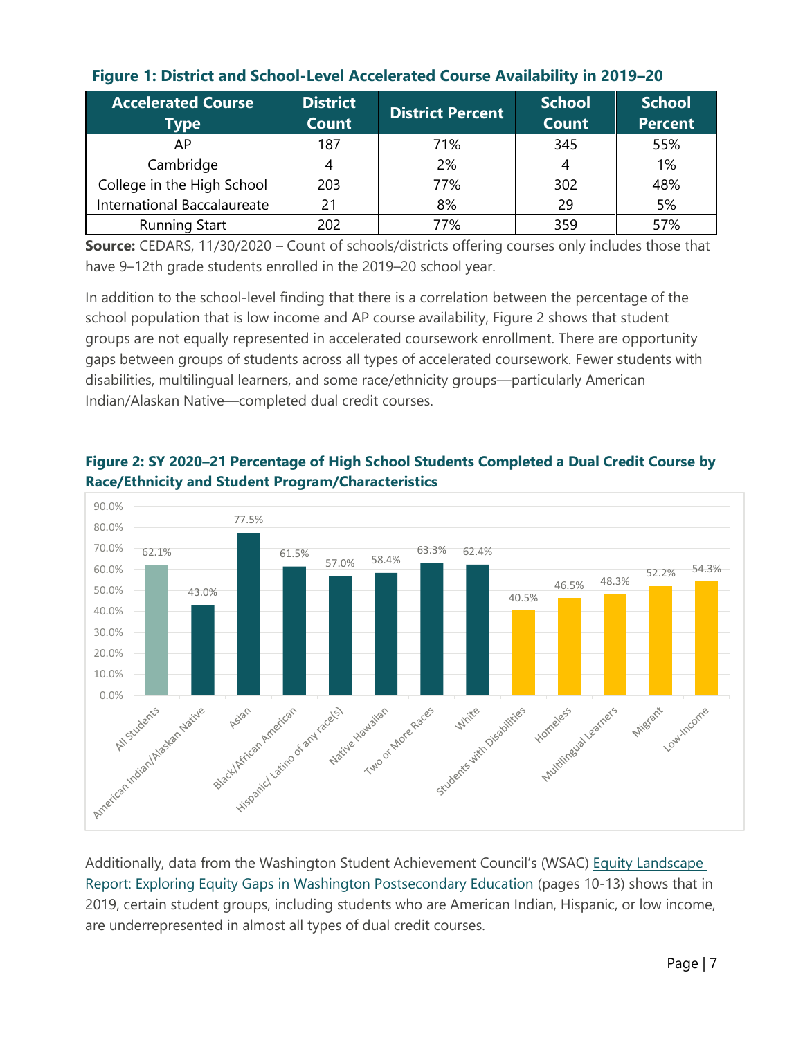**Figure 1: District and School-Level Accelerated Course Availability in 2019–20**

| Accelerated Course Type | District Count | District Percent | School Count | School Percent |
|---|---|---|---|---|
| AP | 187 | 71% | 345 | 55% |
| Cambridge | 4 | 2% | 4 | 1% |
| College in the High School | 203 | 77% | 302 | 48% |
| International Baccalaureate | 21 | 8% | 29 | 5% |
| Running Start | 202 | 77% | 359 | 57% |

**Source:** CEDARS, 11/30/2020 – Count of schools/districts offering courses only includes those that have 9–12th grade students enrolled in the 2019–20 school year.

In addition to the school-level finding that there is a correlation between the percentage of the school population that is low income and AP course availability, Figure 2 shows that student groups are not equally represented in accelerated coursework enrollment. There are opportunity gaps between groups of students across all types of accelerated coursework. Fewer students with disabilities, multilingual learners, and some race/ethnicity groups—particularly American Indian/Alaskan Native—completed dual credit courses.

**Figure 2: SY 2020–21 Percentage of High School Students Completed a Dual Credit Course by Race/Ethnicity and Student Program/Characteristics**

| Group | Percentage |
|---|---|
| All Students | 62.1% |
| American Indian/Alaskan Native | 43.0% |
| Asian | 77.5% |
| Black/African American | 61.5% |
| Hispanic/ Latino of any race(s) | 57.0% |
| Native Hawaiian | 58.4% |
| Two or More Races | 63.3% |
| White | 62.4% |
| Students with Disabilities | 40.5% |
| Homeless | 46.5% |
| Multilingual Learners | 48.3% |
| Migrant | 52.2% |
| Low-Income | 54.3% |

Additionally, data from the Washington Student Achievement Council's (WSAC) Equity Landscape Report: Exploring Equity Gaps in Washington Postsecondary Education (pages 10-13) shows that in 2019, certain student groups, including students who are American Indian, Hispanic, or low income, are underrepresented in almost all types of dual credit courses.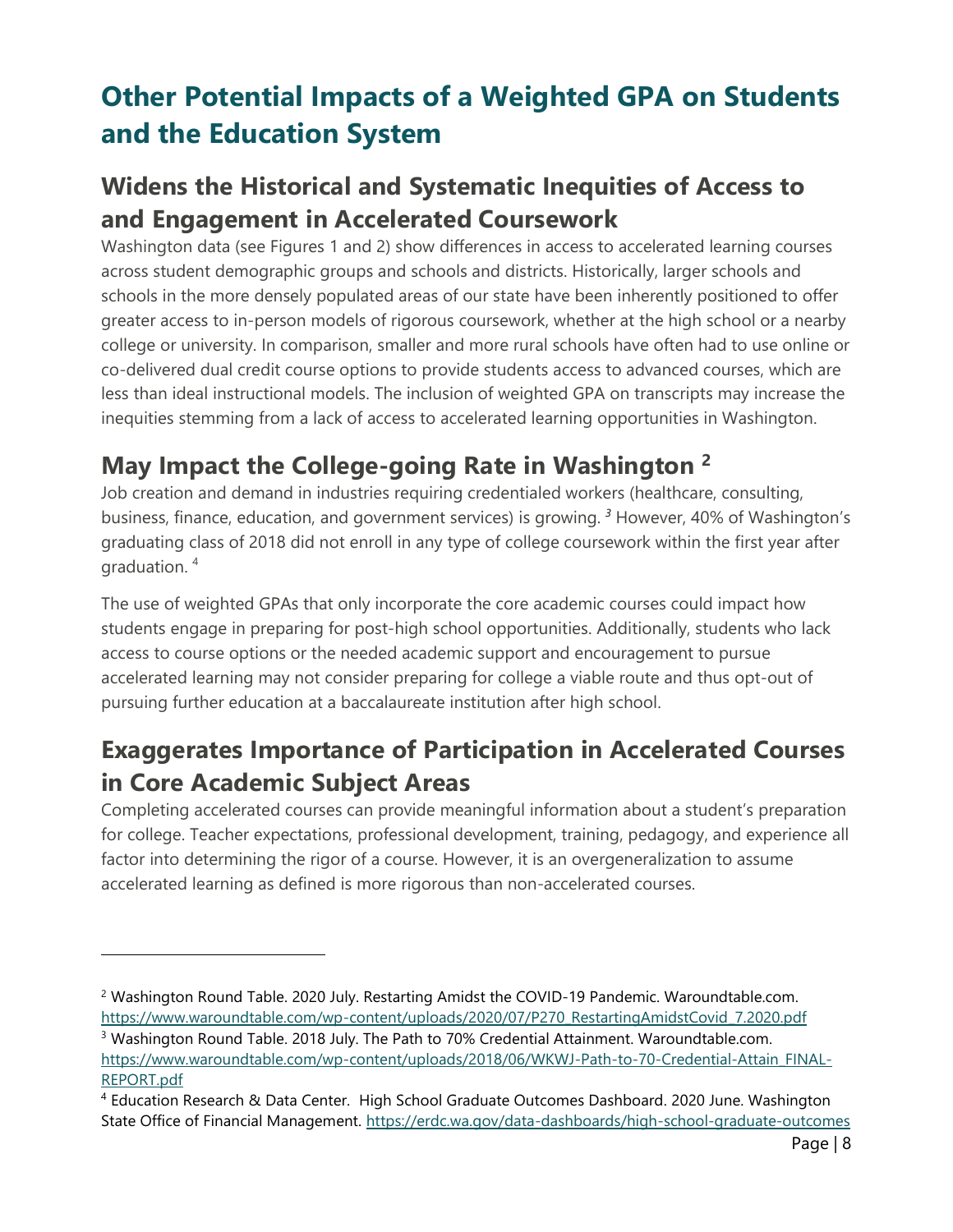# Other Potential Impacts of a Weighted GPA on Students and the Education System

## Widens the Historical and Systematic Inequities of Access to and Engagement in Accelerated Coursework

Washington data (see Figures 1 and 2) show differences in access to accelerated learning courses across student demographic groups and schools and districts. Historically, larger schools and schools in the more densely populated areas of our state have been inherently positioned to offer greater access to in-person models of rigorous coursework, whether at the high school or a nearby college or university. In comparison, smaller and more rural schools have often had to use online or co-delivered dual credit course options to provide students access to advanced courses, which are less than ideal instructional models. The inclusion of weighted GPA on transcripts may increase the inequities stemming from a lack of access to accelerated learning opportunities in Washington.

## May Impact the College-going Rate in Washington [2]

Job creation and demand in industries requiring credentialed workers (healthcare, consulting, business, finance, education, and government services) is growing. [3] However, 40% of Washington's graduating class of 2018 did not enroll in any type of college coursework within the first year after graduation. [4]

The use of weighted GPAs that only incorporate the core academic courses could impact how students engage in preparing for post-high school opportunities. Additionally, students who lack access to course options or the needed academic support and encouragement to pursue accelerated learning may not consider preparing for college a viable route and thus opt-out of pursuing further education at a baccalaureate institution after high school.

## Exaggerates Importance of Participation in Accelerated Courses in Core Academic Subject Areas

Completing accelerated courses can provide meaningful information about a student's preparation for college. Teacher expectations, professional development, training, pedagogy, and experience all factor into determining the rigor of a course. However, it is an overgeneralization to assume accelerated learning as defined is more rigorous than non-accelerated courses.

---

[2] Washington Round Table. 2020 July. Restarting Amidst the COVID-19 Pandemic. Waroundtable.com. https://www.waroundtable.com/wp-content/uploads/2020/07/P270_RestartingAmidstCovid_7.2020.pdf

[3] Washington Round Table. 2018 July. The Path to 70% Credential Attainment. Waroundtable.com. https://www.waroundtable.com/wp-content/uploads/2018/06/WKWJ-Path-to-70-Credential-Attain_FINAL-REPORT.pdf

[4] Education Research & Data Center. High School Graduate Outcomes Dashboard. 2020 June. Washington State Office of Financial Management. https://erdc.wa.gov/data-dashboards/high-school-graduate-outcomes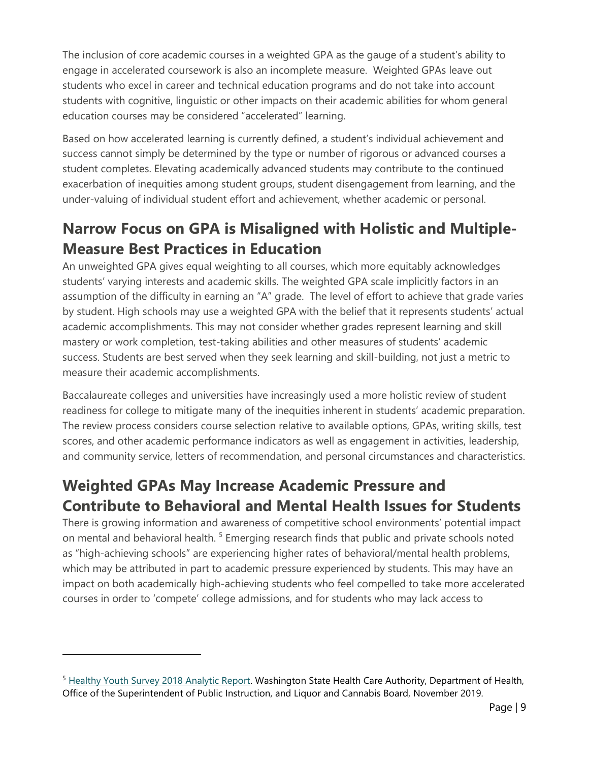The inclusion of core academic courses in a weighted GPA as the gauge of a student's ability to engage in accelerated coursework is also an incomplete measure. Weighted GPAs leave out students who excel in career and technical education programs and do not take into account students with cognitive, linguistic or other impacts on their academic abilities for whom general education courses may be considered "accelerated" learning.

Based on how accelerated learning is currently defined, a student's individual achievement and success cannot simply be determined by the type or number of rigorous or advanced courses a student completes. Elevating academically advanced students may contribute to the continued exacerbation of inequities among student groups, student disengagement from learning, and the under-valuing of individual student effort and achievement, whether academic or personal.

## Narrow Focus on GPA is Misaligned with Holistic and Multiple-Measure Best Practices in Education

An unweighted GPA gives equal weighting to all courses, which more equitably acknowledges students' varying interests and academic skills. The weighted GPA scale implicitly factors in an assumption of the difficulty in earning an "A" grade. The level of effort to achieve that grade varies by student. High schools may use a weighted GPA with the belief that it represents students' actual academic accomplishments. This may not consider whether grades represent learning and skill mastery or work completion, test-taking abilities and other measures of students' academic success. Students are best served when they seek learning and skill-building, not just a metric to measure their academic accomplishments.

Baccalaureate colleges and universities have increasingly used a more holistic review of student readiness for college to mitigate many of the inequities inherent in students' academic preparation. The review process considers course selection relative to available options, GPAs, writing skills, test scores, and other academic performance indicators as well as engagement in activities, leadership, and community service, letters of recommendation, and personal circumstances and characteristics.

## Weighted GPAs May Increase Academic Pressure and Contribute to Behavioral and Mental Health Issues for Students

There is growing information and awareness of competitive school environments' potential impact on mental and behavioral health. [5] Emerging research finds that public and private schools noted as "high-achieving schools" are experiencing higher rates of behavioral/mental health problems, which may be attributed in part to academic pressure experienced by students. This may have an impact on both academically high-achieving students who feel compelled to take more accelerated courses in order to 'compete' college admissions, and for students who may lack access to

[5] Healthy Youth Survey 2018 Analytic Report. Washington State Health Care Authority, Department of Health, Office of the Superintendent of Public Instruction, and Liquor and Cannabis Board, November 2019.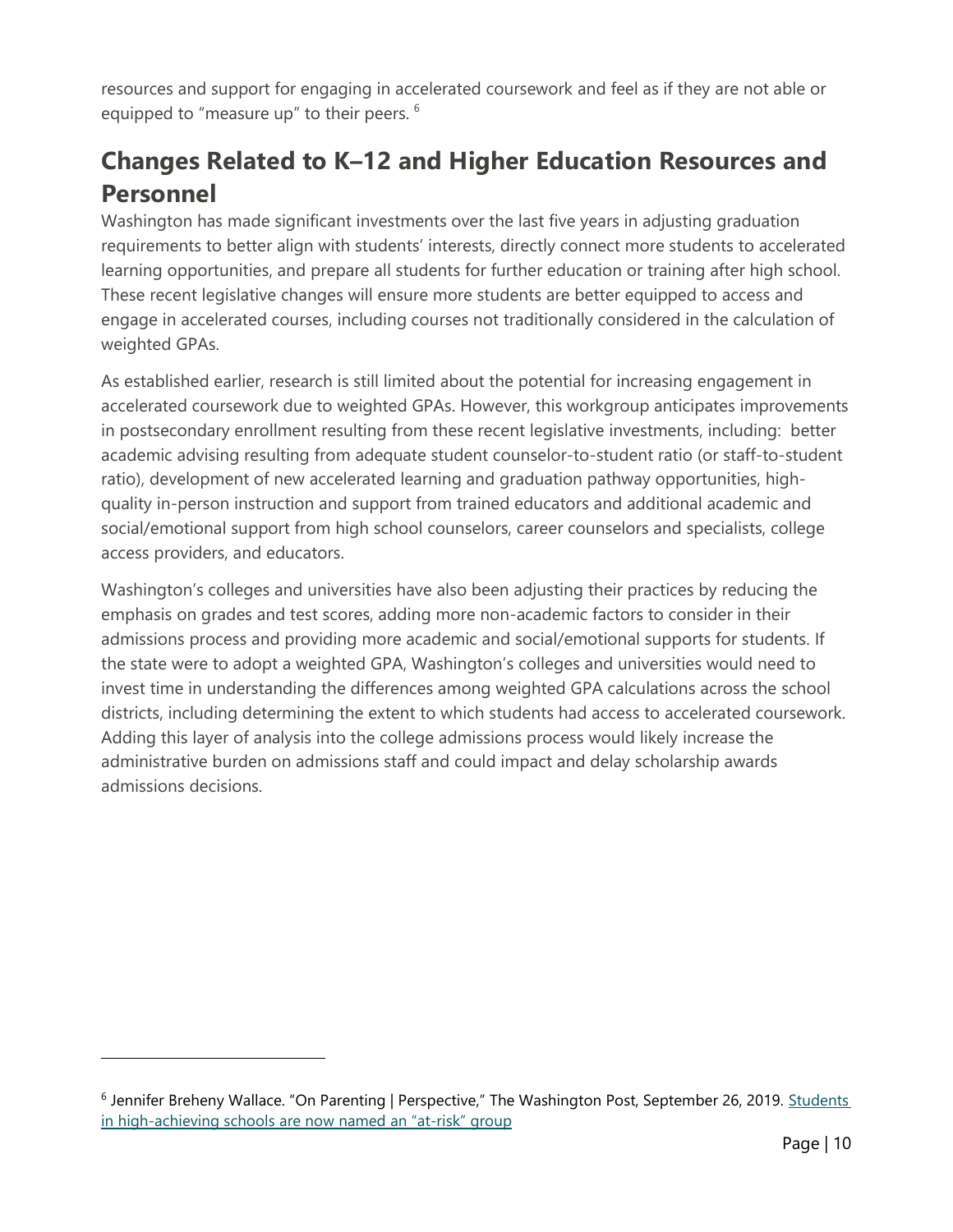resources and support for engaging in accelerated coursework and feel as if they are not able or equipped to "measure up" to their peers. [6]

## Changes Related to K–12 and Higher Education Resources and Personnel

Washington has made significant investments over the last five years in adjusting graduation requirements to better align with students' interests, directly connect more students to accelerated learning opportunities, and prepare all students for further education or training after high school. These recent legislative changes will ensure more students are better equipped to access and engage in accelerated courses, including courses not traditionally considered in the calculation of weighted GPAs.

As established earlier, research is still limited about the potential for increasing engagement in accelerated coursework due to weighted GPAs. However, this workgroup anticipates improvements in postsecondary enrollment resulting from these recent legislative investments, including: better academic advising resulting from adequate student counselor-to-student ratio (or staff-to-student ratio), development of new accelerated learning and graduation pathway opportunities, high-quality in-person instruction and support from trained educators and additional academic and social/emotional support from high school counselors, career counselors and specialists, college access providers, and educators.

Washington's colleges and universities have also been adjusting their practices by reducing the emphasis on grades and test scores, adding more non-academic factors to consider in their admissions process and providing more academic and social/emotional supports for students. If the state were to adopt a weighted GPA, Washington's colleges and universities would need to invest time in understanding the differences among weighted GPA calculations across the school districts, including determining the extent to which students had access to accelerated coursework. Adding this layer of analysis into the college admissions process would likely increase the administrative burden on admissions staff and could impact and delay scholarship awards admissions decisions.

---

[6] Jennifer Breheny Wallace. "On Parenting | Perspective," The Washington Post, September 26, 2019. Students in high-achieving schools are now named an "at-risk" group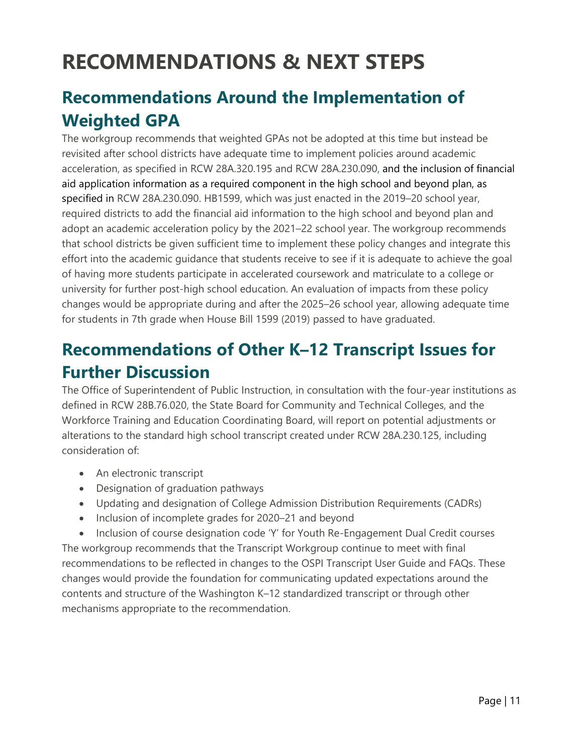# RECOMMENDATIONS & NEXT STEPS

## Recommendations Around the Implementation of Weighted GPA

The workgroup recommends that weighted GPAs not be adopted at this time but instead be revisited after school districts have adequate time to implement policies around academic acceleration, as specified in RCW 28A.320.195 and RCW 28A.230.090, and the inclusion of financial aid application information as a required component in the high school and beyond plan, as specified in RCW 28A.230.090. HB1599, which was just enacted in the 2019–20 school year, required districts to add the financial aid information to the high school and beyond plan and adopt an academic acceleration policy by the 2021–22 school year. The workgroup recommends that school districts be given sufficient time to implement these policy changes and integrate this effort into the academic guidance that students receive to see if it is adequate to achieve the goal of having more students participate in accelerated coursework and matriculate to a college or university for further post-high school education. An evaluation of impacts from these policy changes would be appropriate during and after the 2025–26 school year, allowing adequate time for students in 7th grade when House Bill 1599 (2019) passed to have graduated.

## Recommendations of Other K–12 Transcript Issues for Further Discussion

The Office of Superintendent of Public Instruction, in consultation with the four-year institutions as defined in RCW 28B.76.020, the State Board for Community and Technical Colleges, and the Workforce Training and Education Coordinating Board, will report on potential adjustments or alterations to the standard high school transcript created under RCW 28A.230.125, including consideration of:

- An electronic transcript
- Designation of graduation pathways
- Updating and designation of College Admission Distribution Requirements (CADRs)
- Inclusion of incomplete grades for 2020–21 and beyond
- Inclusion of course designation code 'Y' for Youth Re-Engagement Dual Credit courses

The workgroup recommends that the Transcript Workgroup continue to meet with final recommendations to be reflected in changes to the OSPI Transcript User Guide and FAQs. These changes would provide the foundation for communicating updated expectations around the contents and structure of the Washington K–12 standardized transcript or through other mechanisms appropriate to the recommendation.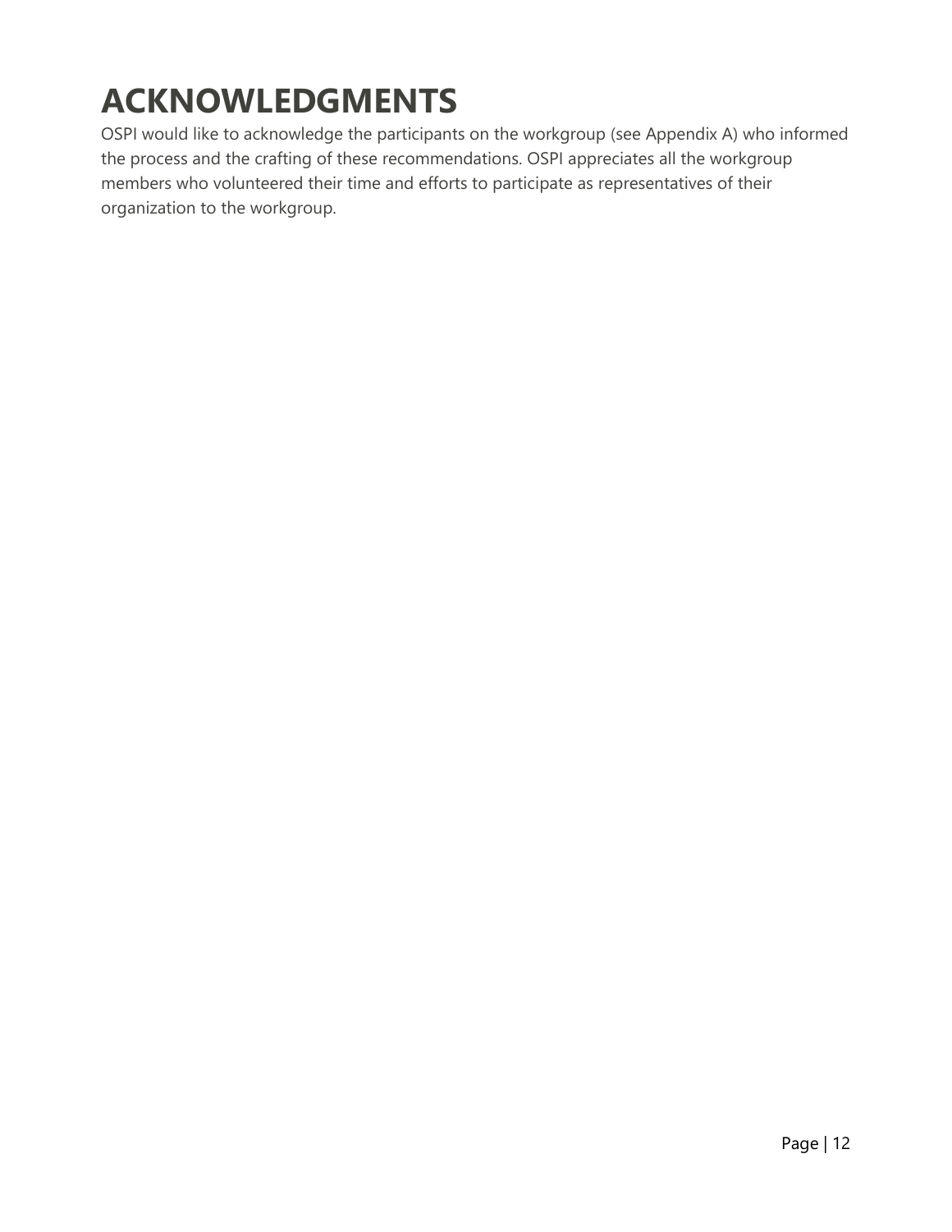# ACKNOWLEDGMENTS

OSPI would like to acknowledge the participants on the workgroup (see Appendix A) who informed the process and the crafting of these recommendations. OSPI appreciates all the workgroup members who volunteered their time and efforts to participate as representatives of their organization to the workgroup.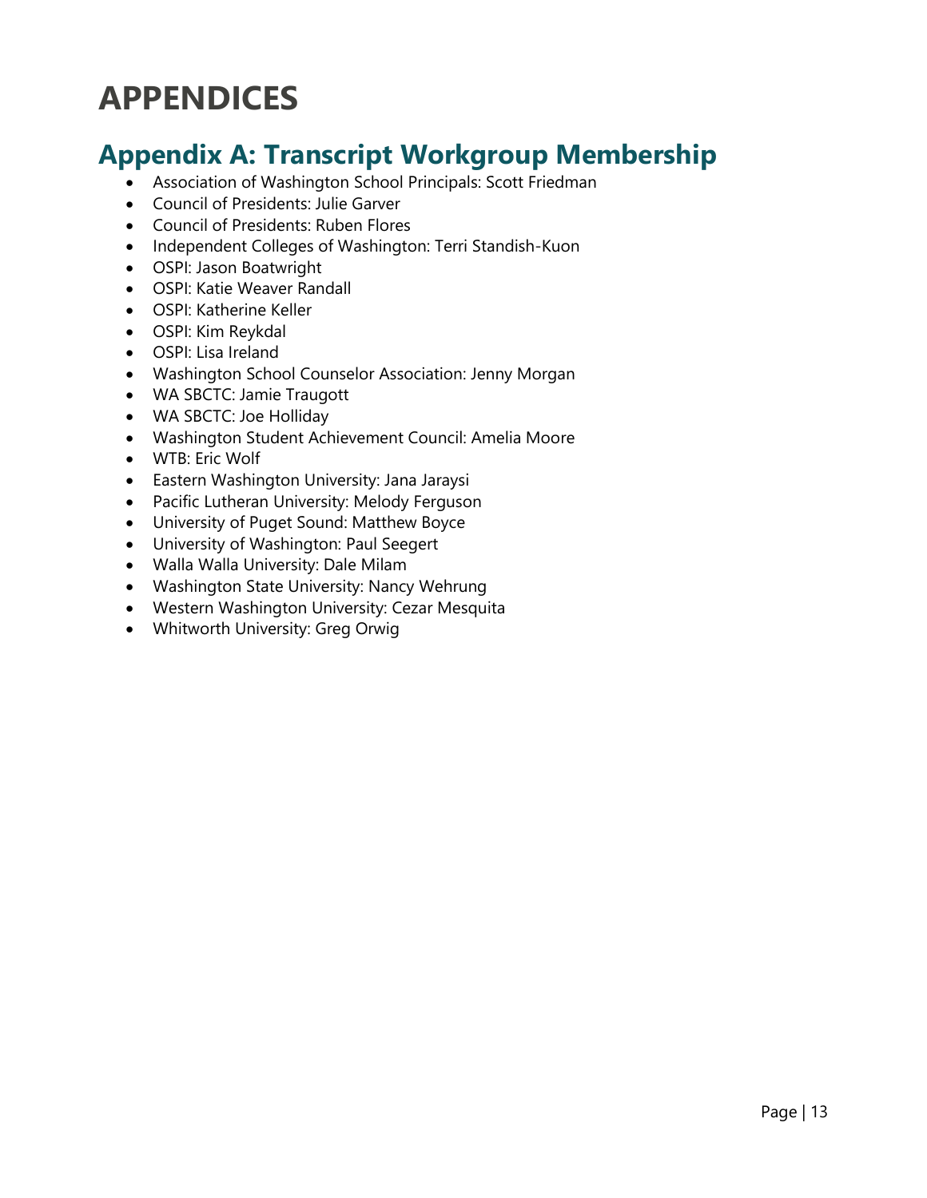# APPENDICES

## Appendix A: Transcript Workgroup Membership

- Association of Washington School Principals: Scott Friedman
- Council of Presidents: Julie Garver
- Council of Presidents: Ruben Flores
- Independent Colleges of Washington: Terri Standish-Kuon
- OSPI: Jason Boatwright
- OSPI: Katie Weaver Randall
- OSPI: Katherine Keller
- OSPI: Kim Reykdal
- OSPI: Lisa Ireland
- Washington School Counselor Association: Jenny Morgan
- WA SBCTC: Jamie Traugott
- WA SBCTC: Joe Holliday
- Washington Student Achievement Council: Amelia Moore
- WTB: Eric Wolf
- Eastern Washington University: Jana Jaraysi
- Pacific Lutheran University: Melody Ferguson
- University of Puget Sound: Matthew Boyce
- University of Washington: Paul Seegert
- Walla Walla University: Dale Milam
- Washington State University: Nancy Wehrung
- Western Washington University: Cezar Mesquita
- Whitworth University: Greg Orwig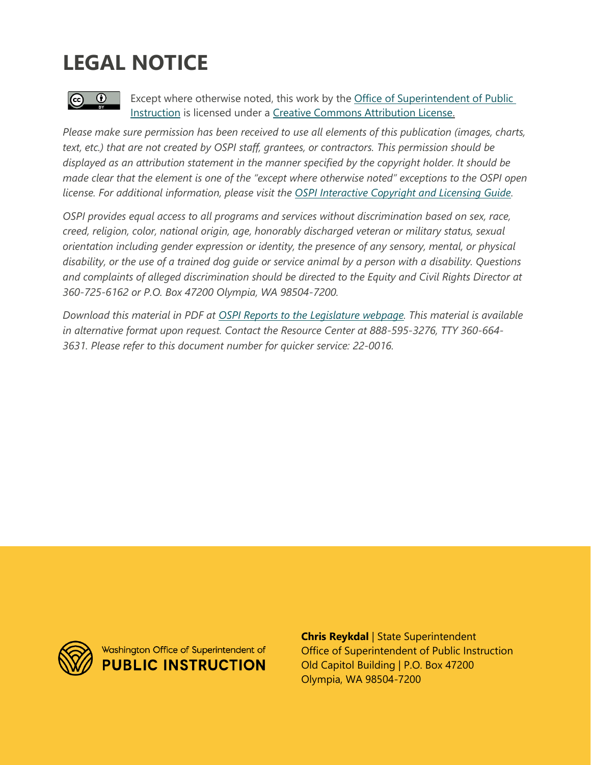# LEGAL NOTICE

Except where otherwise noted, this work by the [Office of Superintendent of Public Instruction] is licensed under a [Creative Commons Attribution License.]

*Please make sure permission has been received to use all elements of this publication (images, charts, text, etc.) that are not created by OSPI staff, grantees, or contractors. This permission should be displayed as an attribution statement in the manner specified by the copyright holder. It should be made clear that the element is one of the "except where otherwise noted" exceptions to the OSPI open license. For additional information, please visit the [OSPI Interactive Copyright and Licensing Guide].*

*OSPI provides equal access to all programs and services without discrimination based on sex, race, creed, religion, color, national origin, age, honorably discharged veteran or military status, sexual orientation including gender expression or identity, the presence of any sensory, mental, or physical disability, or the use of a trained dog guide or service animal by a person with a disability. Questions and complaints of alleged discrimination should be directed to the Equity and Civil Rights Director at 360-725-6162 or P.O. Box 47200 Olympia, WA 98504-7200.*

*Download this material in PDF at [OSPI Reports to the Legislature webpage]. This material is available in alternative format upon request. Contact the Resource Center at 888-595-3276, TTY 360-664-3631. Please refer to this document number for quicker service: 22-0016.*

Washington Office of Superintendent of
**PUBLIC INSTRUCTION**

**Chris Reykdal** | State Superintendent
Office of Superintendent of Public Instruction
Old Capitol Building | P.O. Box 47200
Olympia, WA 98504-7200